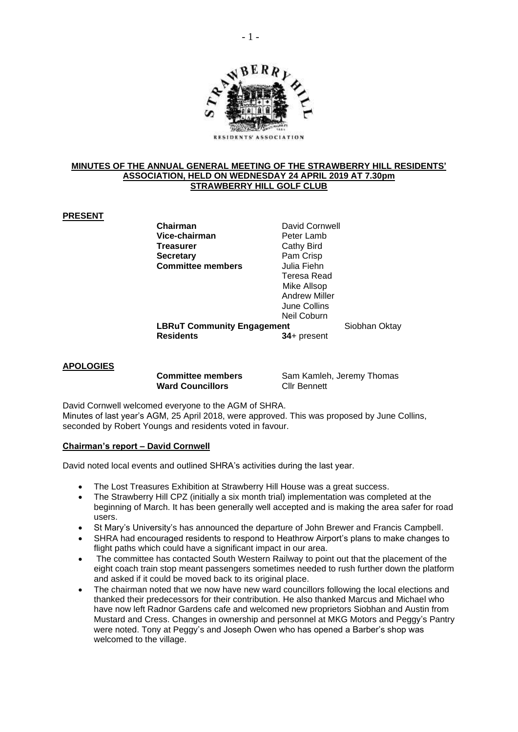**MINUTES OF THE ANNUAL GENERAL MEETING OF THE STRAWBERRY HILL RESIDENTS' ASSOCIATION, HELD ON WEDNESDAY 24 APRIL 2019 AT 7.30pm STRAWBERRY HILL GOLF CLUB**

**PRESENT**

| | | |
|---|---|---|
| **Chairman** | David Cornwell | |
| **Vice-chairman** | Peter Lamb | |
| **Treasurer** | Cathy Bird | |
| **Secretary** | Pam Crisp | |
| **Committee members** | Julia Fiehn | |
| | Teresa Read | |
| | Mike Allsop | |
| | Andrew Miller | |
| | June Collins | |
| | Neil Coburn | |
| **LBRuT Community Engagement** | | Siobhan Oktay |
| **Residents** | **34**+ present | |

**APOLOGIES**

| | |
|---|---|
| **Committee members** | Sam Kamleh, Jeremy Thomas |
| **Ward Councillors** | Cllr Bennett |

David Cornwell welcomed everyone to the AGM of SHRA.
Minutes of last year's AGM, 25 April 2018, were approved. This was proposed by June Collins, seconded by Robert Youngs and residents voted in favour.

**Chairman's report – David Cornwell**

David noted local events and outlined SHRA's activities during the last year.

- The Lost Treasures Exhibition at Strawberry Hill House was a great success.
- The Strawberry Hill CPZ (initially a six month trial) implementation was completed at the beginning of March. It has been generally well accepted and is making the area safer for road users.
- St Mary's University's has announced the departure of John Brewer and Francis Campbell.
- SHRA had encouraged residents to respond to Heathrow Airport's plans to make changes to flight paths which could have a significant impact in our area.
- The committee has contacted South Western Railway to point out that the placement of the eight coach train stop meant passengers sometimes needed to rush further down the platform and asked if it could be moved back to its original place.
- The chairman noted that we now have new ward councillors following the local elections and thanked their predecessors for their contribution. He also thanked Marcus and Michael who have now left Radnor Gardens cafe and welcomed new proprietors Siobhan and Austin from Mustard and Cress. Changes in ownership and personnel at MKG Motors and Peggy's Pantry were noted. Tony at Peggy's and Joseph Owen who has opened a Barber's shop was welcomed to the village.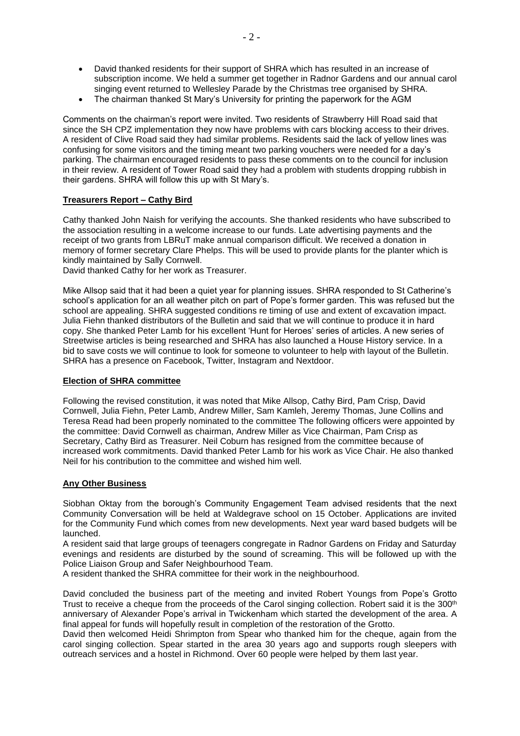- David thanked residents for their support of SHRA which has resulted in an increase of subscription income. We held a summer get together in Radnor Gardens and our annual carol singing event returned to Wellesley Parade by the Christmas tree organised by SHRA.
- The chairman thanked St Mary's University for printing the paperwork for the AGM

Comments on the chairman's report were invited. Two residents of Strawberry Hill Road said that since the SH CPZ implementation they now have problems with cars blocking access to their drives. A resident of Clive Road said they had similar problems. Residents said the lack of yellow lines was confusing for some visitors and the timing meant two parking vouchers were needed for a day's parking. The chairman encouraged residents to pass these comments on to the council for inclusion in their review. A resident of Tower Road said they had a problem with students dropping rubbish in their gardens. SHRA will follow this up with St Mary's.

**Treasurers Report – Cathy Bird**

Cathy thanked John Naish for verifying the accounts. She thanked residents who have subscribed to the association resulting in a welcome increase to our funds. Late advertising payments and the receipt of two grants from LBRuT make annual comparison difficult. We received a donation in memory of former secretary Clare Phelps. This will be used to provide plants for the planter which is kindly maintained by Sally Cornwell.
David thanked Cathy for her work as Treasurer.

Mike Allsop said that it had been a quiet year for planning issues. SHRA responded to St Catherine's school's application for an all weather pitch on part of Pope's former garden. This was refused but the school are appealing. SHRA suggested conditions re timing of use and extent of excavation impact.
Julia Fiehn thanked distributors of the Bulletin and said that we will continue to produce it in hard copy. She thanked Peter Lamb for his excellent 'Hunt for Heroes' series of articles. A new series of Streetwise articles is being researched and SHRA has also launched a House History service. In a bid to save costs we will continue to look for someone to volunteer to help with layout of the Bulletin. SHRA has a presence on Facebook, Twitter, Instagram and Nextdoor.

**Election of SHRA committee**

Following the revised constitution, it was noted that Mike Allsop, Cathy Bird, Pam Crisp, David Cornwell, Julia Fiehn, Peter Lamb, Andrew Miller, Sam Kamleh, Jeremy Thomas, June Collins and Teresa Read had been properly nominated to the committee The following officers were appointed by the committee: David Cornwell as chairman, Andrew Miller as Vice Chairman, Pam Crisp as Secretary, Cathy Bird as Treasurer. Neil Coburn has resigned from the committee because of increased work commitments. David thanked Peter Lamb for his work as Vice Chair. He also thanked Neil for his contribution to the committee and wished him well.

**Any Other Business**

Siobhan Oktay from the borough's Community Engagement Team advised residents that the next Community Conversation will be held at Waldegrave school on 15 October. Applications are invited for the Community Fund which comes from new developments. Next year ward based budgets will be launched.
A resident said that large groups of teenagers congregate in Radnor Gardens on Friday and Saturday evenings and residents are disturbed by the sound of screaming. This will be followed up with the Police Liaison Group and Safer Neighbourhood Team.
A resident thanked the SHRA committee for their work in the neighbourhood.

David concluded the business part of the meeting and invited Robert Youngs from Pope's Grotto Trust to receive a cheque from the proceeds of the Carol singing collection. Robert said it is the 300th anniversary of Alexander Pope's arrival in Twickenham which started the development of the area. A final appeal for funds will hopefully result in completion of the restoration of the Grotto.
David then welcomed Heidi Shrimpton from Spear who thanked him for the cheque, again from the carol singing collection. Spear started in the area 30 years ago and supports rough sleepers with outreach services and a hostel in Richmond. Over 60 people were helped by them last year.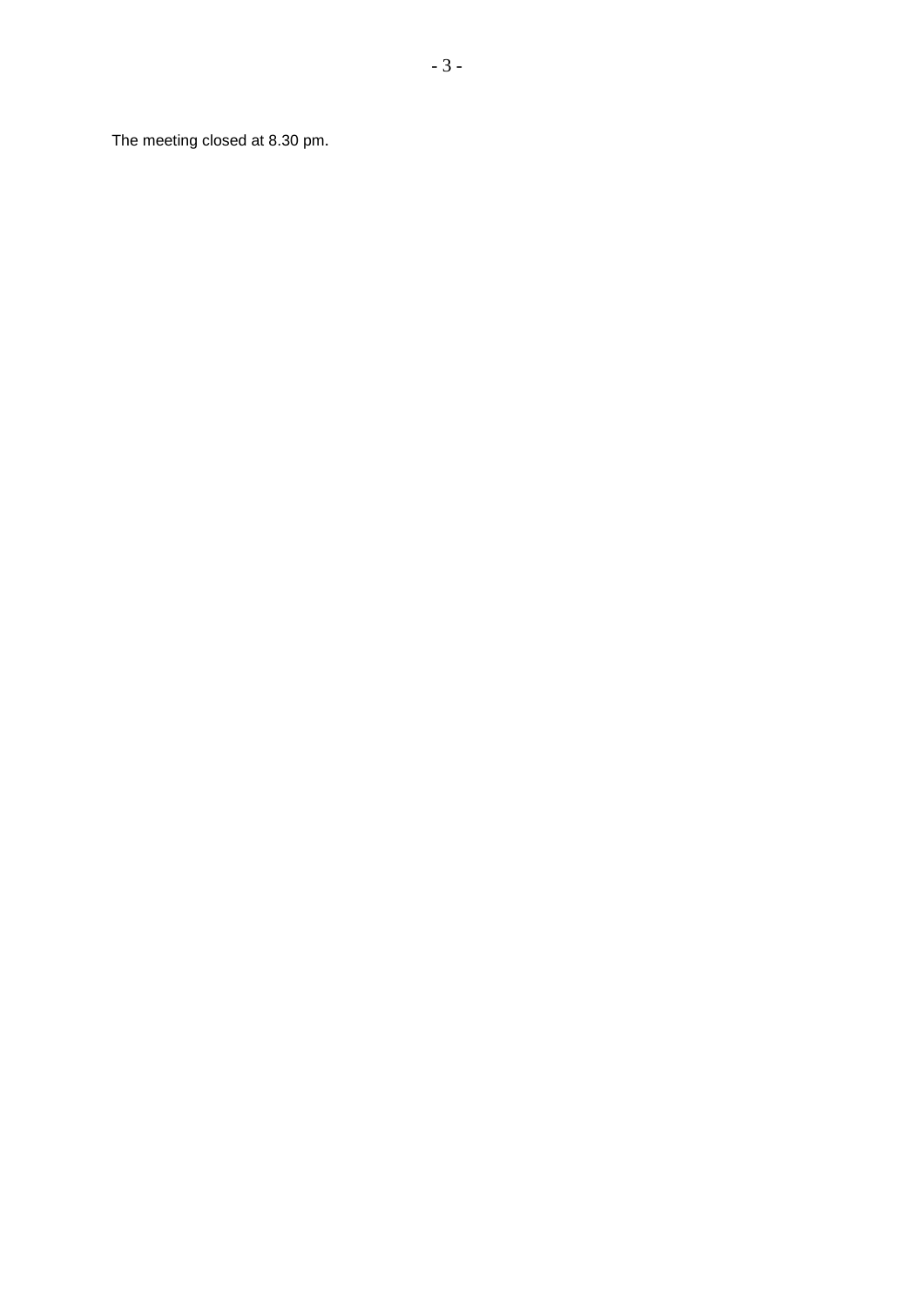The meeting closed at 8.30 pm.